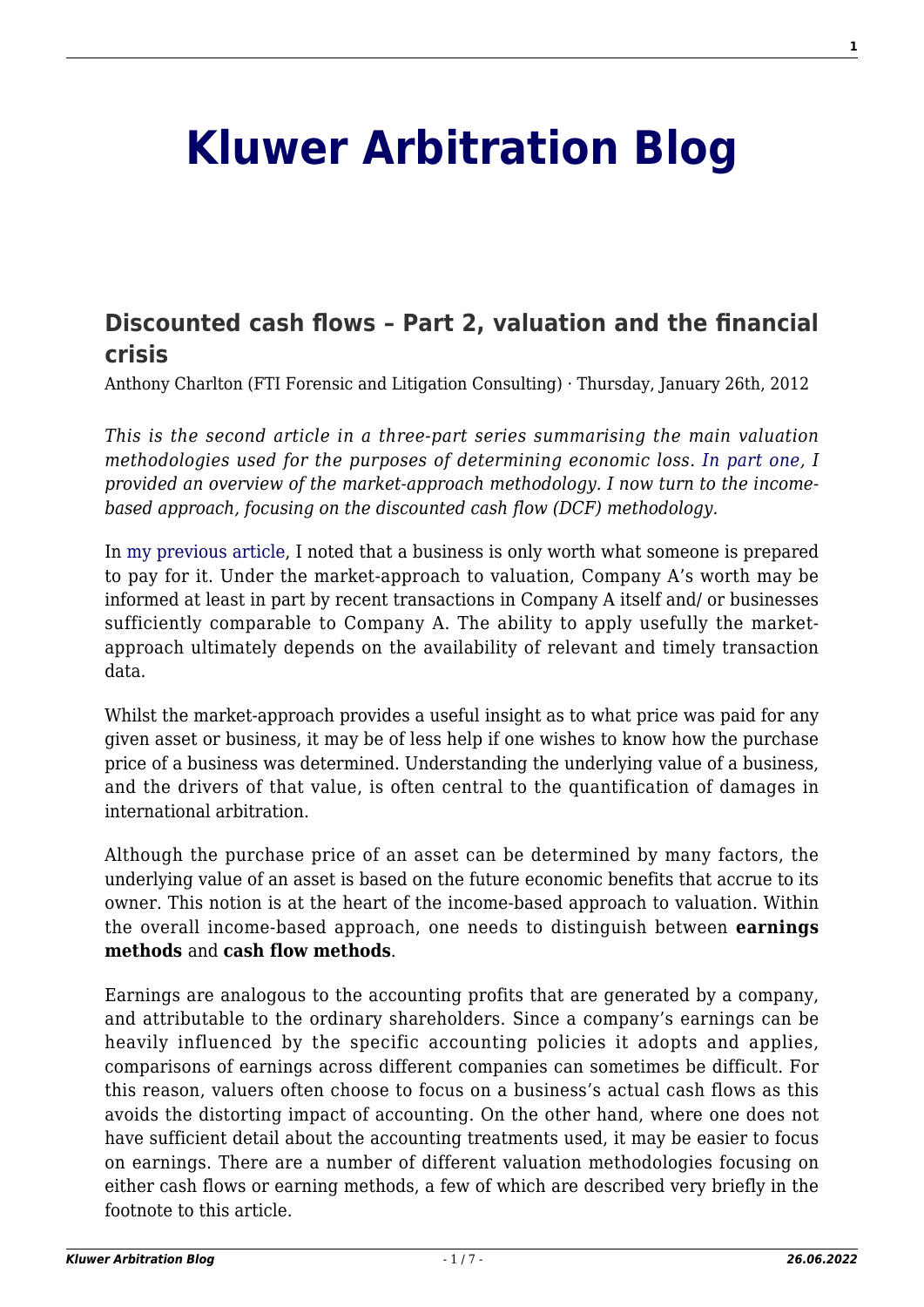# Kluwer Arbitration Blog

## Discounted cash flows – Part 2, valuation and the financial crisis

Anthony Charlton (FTI Forensic and Litigation Consulting) · Thursday, January 26th, 2012

*This is the second article in a three-part series summarising the main valuation methodologies used for the purposes of determining economic loss. In part one, I provided an overview of the market-approach methodology. I now turn to the income-based approach, focusing on the discounted cash flow (DCF) methodology.*

In my previous article, I noted that a business is only worth what someone is prepared to pay for it. Under the market-approach to valuation, Company A's worth may be informed at least in part by recent transactions in Company A itself and/ or businesses sufficiently comparable to Company A. The ability to apply usefully the market-approach ultimately depends on the availability of relevant and timely transaction data.

Whilst the market-approach provides a useful insight as to what price was paid for any given asset or business, it may be of less help if one wishes to know how the purchase price of a business was determined. Understanding the underlying value of a business, and the drivers of that value, is often central to the quantification of damages in international arbitration.

Although the purchase price of an asset can be determined by many factors, the underlying value of an asset is based on the future economic benefits that accrue to its owner. This notion is at the heart of the income-based approach to valuation. Within the overall income-based approach, one needs to distinguish between **earnings methods** and **cash flow methods**.

Earnings are analogous to the accounting profits that are generated by a company, and attributable to the ordinary shareholders. Since a company's earnings can be heavily influenced by the specific accounting policies it adopts and applies, comparisons of earnings across different companies can sometimes be difficult. For this reason, valuers often choose to focus on a business's actual cash flows as this avoids the distorting impact of accounting. On the other hand, where one does not have sufficient detail about the accounting treatments used, it may be easier to focus on earnings. There are a number of different valuation methodologies focusing on either cash flows or earning methods, a few of which are described very briefly in the footnote to this article.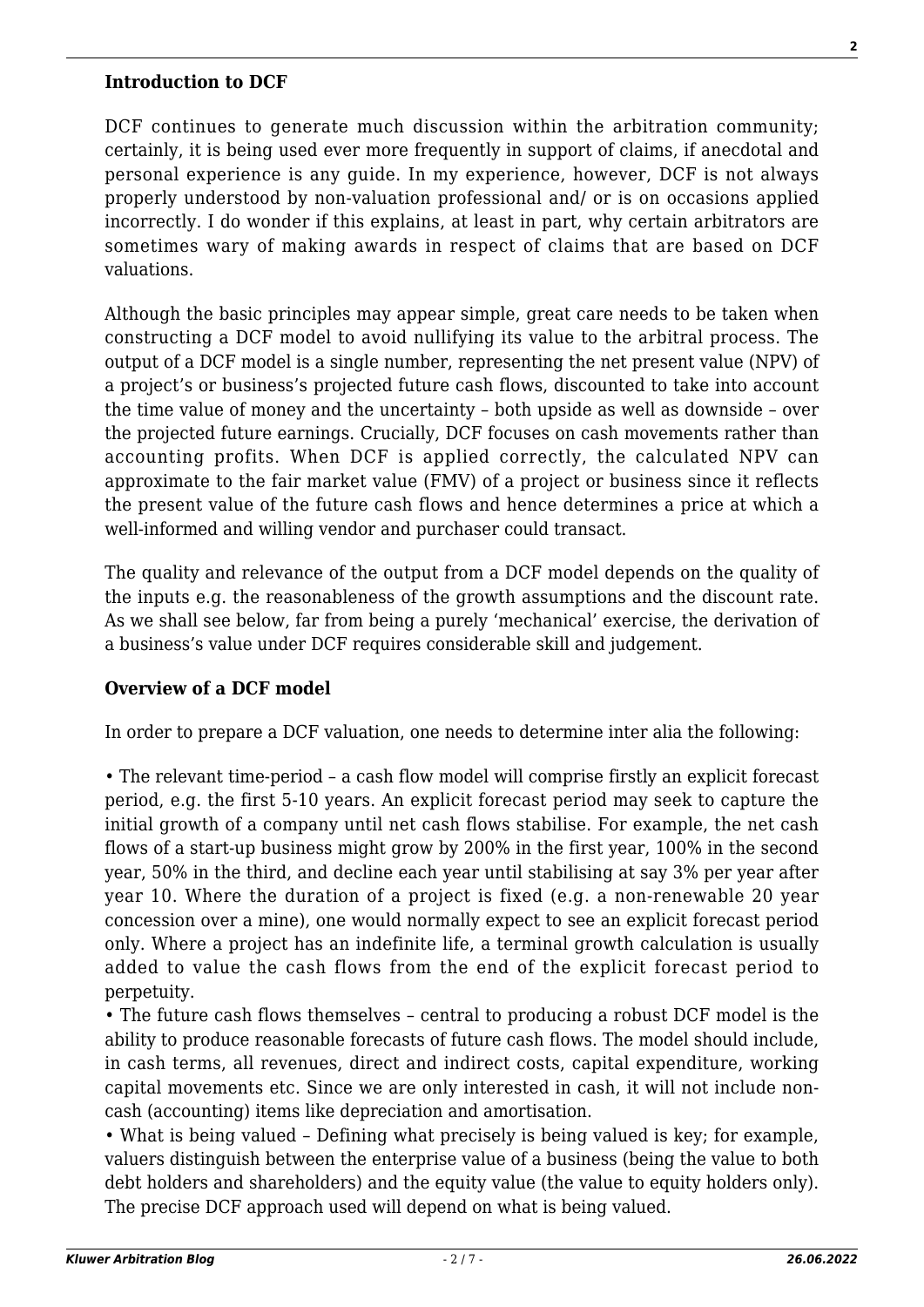**Introduction to DCF**

DCF continues to generate much discussion within the arbitration community; certainly, it is being used ever more frequently in support of claims, if anecdotal and personal experience is any guide. In my experience, however, DCF is not always properly understood by non-valuation professional and/ or is on occasions applied incorrectly. I do wonder if this explains, at least in part, why certain arbitrators are sometimes wary of making awards in respect of claims that are based on DCF valuations.

Although the basic principles may appear simple, great care needs to be taken when constructing a DCF model to avoid nullifying its value to the arbitral process. The output of a DCF model is a single number, representing the net present value (NPV) of a project's or business's projected future cash flows, discounted to take into account the time value of money and the uncertainty – both upside as well as downside – over the projected future earnings. Crucially, DCF focuses on cash movements rather than accounting profits. When DCF is applied correctly, the calculated NPV can approximate to the fair market value (FMV) of a project or business since it reflects the present value of the future cash flows and hence determines a price at which a well-informed and willing vendor and purchaser could transact.

The quality and relevance of the output from a DCF model depends on the quality of the inputs e.g. the reasonableness of the growth assumptions and the discount rate. As we shall see below, far from being a purely 'mechanical' exercise, the derivation of a business's value under DCF requires considerable skill and judgement.

**Overview of a DCF model**

In order to prepare a DCF valuation, one needs to determine inter alia the following:

• The relevant time-period – a cash flow model will comprise firstly an explicit forecast period, e.g. the first 5-10 years. An explicit forecast period may seek to capture the initial growth of a company until net cash flows stabilise. For example, the net cash flows of a start-up business might grow by 200% in the first year, 100% in the second year, 50% in the third, and decline each year until stabilising at say 3% per year after year 10. Where the duration of a project is fixed (e.g. a non-renewable 20 year concession over a mine), one would normally expect to see an explicit forecast period only. Where a project has an indefinite life, a terminal growth calculation is usually added to value the cash flows from the end of the explicit forecast period to perpetuity.
• The future cash flows themselves – central to producing a robust DCF model is the ability to produce reasonable forecasts of future cash flows. The model should include, in cash terms, all revenues, direct and indirect costs, capital expenditure, working capital movements etc. Since we are only interested in cash, it will not include non-cash (accounting) items like depreciation and amortisation.
• What is being valued – Defining what precisely is being valued is key; for example, valuers distinguish between the enterprise value of a business (being the value to both debt holders and shareholders) and the equity value (the value to equity holders only). The precise DCF approach used will depend on what is being valued.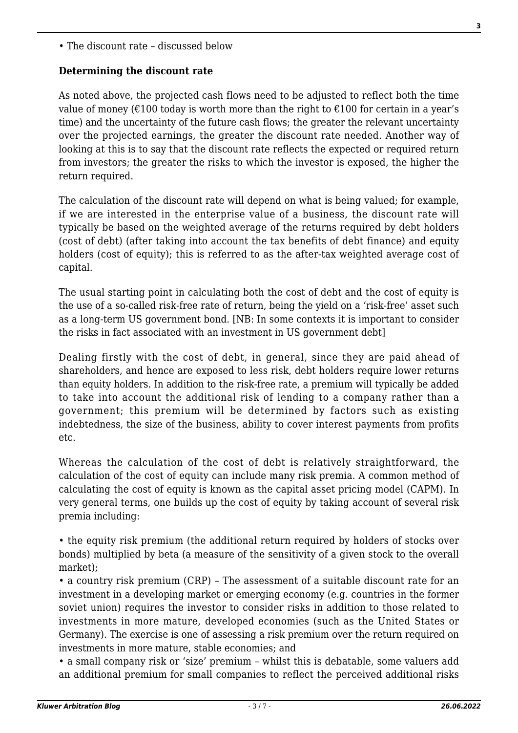• The discount rate – discussed below

**Determining the discount rate**

As noted above, the projected cash flows need to be adjusted to reflect both the time value of money (€100 today is worth more than the right to €100 for certain in a year's time) and the uncertainty of the future cash flows; the greater the relevant uncertainty over the projected earnings, the greater the discount rate needed. Another way of looking at this is to say that the discount rate reflects the expected or required return from investors; the greater the risks to which the investor is exposed, the higher the return required.

The calculation of the discount rate will depend on what is being valued; for example, if we are interested in the enterprise value of a business, the discount rate will typically be based on the weighted average of the returns required by debt holders (cost of debt) (after taking into account the tax benefits of debt finance) and equity holders (cost of equity); this is referred to as the after-tax weighted average cost of capital.

The usual starting point in calculating both the cost of debt and the cost of equity is the use of a so-called risk-free rate of return, being the yield on a 'risk-free' asset such as a long-term US government bond. [NB: In some contexts it is important to consider the risks in fact associated with an investment in US government debt]

Dealing firstly with the cost of debt, in general, since they are paid ahead of shareholders, and hence are exposed to less risk, debt holders require lower returns than equity holders. In addition to the risk-free rate, a premium will typically be added to take into account the additional risk of lending to a company rather than a government; this premium will be determined by factors such as existing indebtedness, the size of the business, ability to cover interest payments from profits etc.

Whereas the calculation of the cost of debt is relatively straightforward, the calculation of the cost of equity can include many risk premia. A common method of calculating the cost of equity is known as the capital asset pricing model (CAPM). In very general terms, one builds up the cost of equity by taking account of several risk premia including:

• the equity risk premium (the additional return required by holders of stocks over bonds) multiplied by beta (a measure of the sensitivity of a given stock to the overall market);
• a country risk premium (CRP) – The assessment of a suitable discount rate for an investment in a developing market or emerging economy (e.g. countries in the former soviet union) requires the investor to consider risks in addition to those related to investments in more mature, developed economies (such as the United States or Germany). The exercise is one of assessing a risk premium over the return required on investments in more mature, stable economies; and
• a small company risk or 'size' premium – whilst this is debatable, some valuers add an additional premium for small companies to reflect the perceived additional risks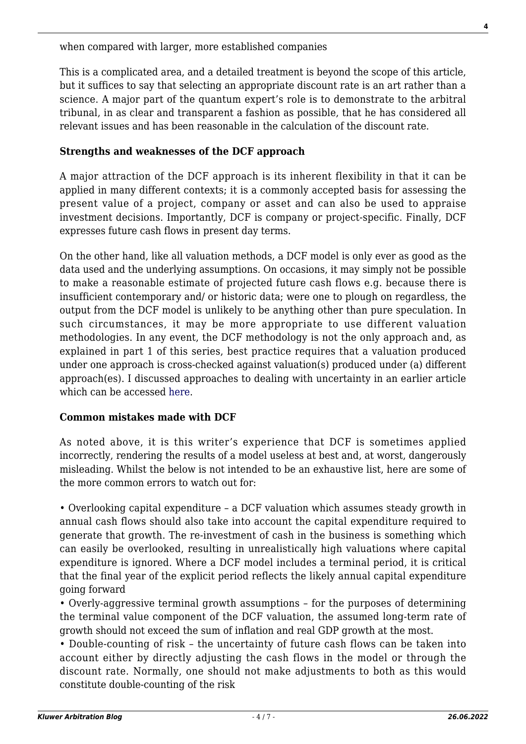when compared with larger, more established companies

This is a complicated area, and a detailed treatment is beyond the scope of this article, but it suffices to say that selecting an appropriate discount rate is an art rather than a science. A major part of the quantum expert's role is to demonstrate to the arbitral tribunal, in as clear and transparent a fashion as possible, that he has considered all relevant issues and has been reasonable in the calculation of the discount rate.

**Strengths and weaknesses of the DCF approach**

A major attraction of the DCF approach is its inherent flexibility in that it can be applied in many different contexts; it is a commonly accepted basis for assessing the present value of a project, company or asset and can also be used to appraise investment decisions. Importantly, DCF is company or project-specific. Finally, DCF expresses future cash flows in present day terms.

On the other hand, like all valuation methods, a DCF model is only ever as good as the data used and the underlying assumptions. On occasions, it may simply not be possible to make a reasonable estimate of projected future cash flows e.g. because there is insufficient contemporary and/ or historic data; were one to plough on regardless, the output from the DCF model is unlikely to be anything other than pure speculation. In such circumstances, it may be more appropriate to use different valuation methodologies. In any event, the DCF methodology is not the only approach and, as explained in part 1 of this series, best practice requires that a valuation produced under one approach is cross-checked against valuation(s) produced under (a) different approach(es). I discussed approaches to dealing with uncertainty in an earlier article which can be accessed here.

**Common mistakes made with DCF**

As noted above, it is this writer's experience that DCF is sometimes applied incorrectly, rendering the results of a model useless at best and, at worst, dangerously misleading. Whilst the below is not intended to be an exhaustive list, here are some of the more common errors to watch out for:

- Overlooking capital expenditure – a DCF valuation which assumes steady growth in annual cash flows should also take into account the capital expenditure required to generate that growth. The re-investment of cash in the business is something which can easily be overlooked, resulting in unrealistically high valuations where capital expenditure is ignored. Where a DCF model includes a terminal period, it is critical that the final year of the explicit period reflects the likely annual capital expenditure going forward
- Overly-aggressive terminal growth assumptions – for the purposes of determining the terminal value component of the DCF valuation, the assumed long-term rate of growth should not exceed the sum of inflation and real GDP growth at the most.
- Double-counting of risk – the uncertainty of future cash flows can be taken into account either by directly adjusting the cash flows in the model or through the discount rate. Normally, one should not make adjustments to both as this would constitute double-counting of the risk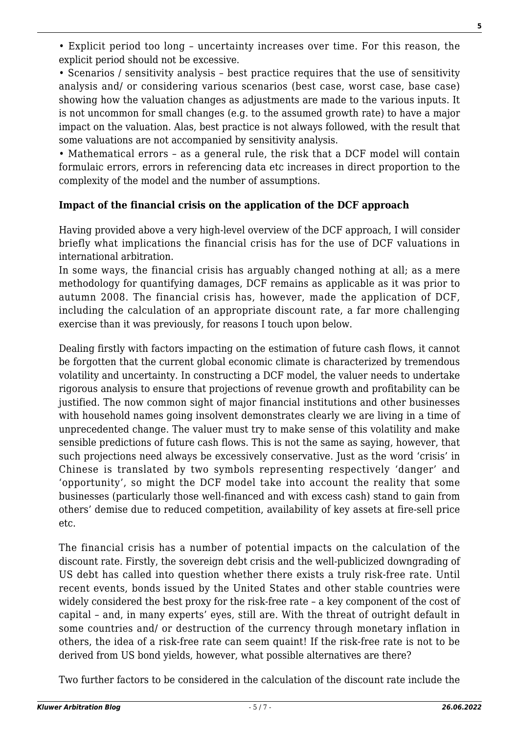• Explicit period too long – uncertainty increases over time. For this reason, the explicit period should not be excessive.

• Scenarios / sensitivity analysis – best practice requires that the use of sensitivity analysis and/ or considering various scenarios (best case, worst case, base case) showing how the valuation changes as adjustments are made to the various inputs. It is not uncommon for small changes (e.g. to the assumed growth rate) to have a major impact on the valuation. Alas, best practice is not always followed, with the result that some valuations are not accompanied by sensitivity analysis.

• Mathematical errors – as a general rule, the risk that a DCF model will contain formulaic errors, errors in referencing data etc increases in direct proportion to the complexity of the model and the number of assumptions.

**Impact of the financial crisis on the application of the DCF approach**

Having provided above a very high-level overview of the DCF approach, I will consider briefly what implications the financial crisis has for the use of DCF valuations in international arbitration.

In some ways, the financial crisis has arguably changed nothing at all; as a mere methodology for quantifying damages, DCF remains as applicable as it was prior to autumn 2008. The financial crisis has, however, made the application of DCF, including the calculation of an appropriate discount rate, a far more challenging exercise than it was previously, for reasons I touch upon below.

Dealing firstly with factors impacting on the estimation of future cash flows, it cannot be forgotten that the current global economic climate is characterized by tremendous volatility and uncertainty. In constructing a DCF model, the valuer needs to undertake rigorous analysis to ensure that projections of revenue growth and profitability can be justified. The now common sight of major financial institutions and other businesses with household names going insolvent demonstrates clearly we are living in a time of unprecedented change. The valuer must try to make sense of this volatility and make sensible predictions of future cash flows. This is not the same as saying, however, that such projections need always be excessively conservative. Just as the word 'crisis' in Chinese is translated by two symbols representing respectively 'danger' and 'opportunity', so might the DCF model take into account the reality that some businesses (particularly those well-financed and with excess cash) stand to gain from others' demise due to reduced competition, availability of key assets at fire-sell price etc.

The financial crisis has a number of potential impacts on the calculation of the discount rate. Firstly, the sovereign debt crisis and the well-publicized downgrading of US debt has called into question whether there exists a truly risk-free rate. Until recent events, bonds issued by the United States and other stable countries were widely considered the best proxy for the risk-free rate – a key component of the cost of capital – and, in many experts' eyes, still are. With the threat of outright default in some countries and/ or destruction of the currency through monetary inflation in others, the idea of a risk-free rate can seem quaint! If the risk-free rate is not to be derived from US bond yields, however, what possible alternatives are there?

Two further factors to be considered in the calculation of the discount rate include the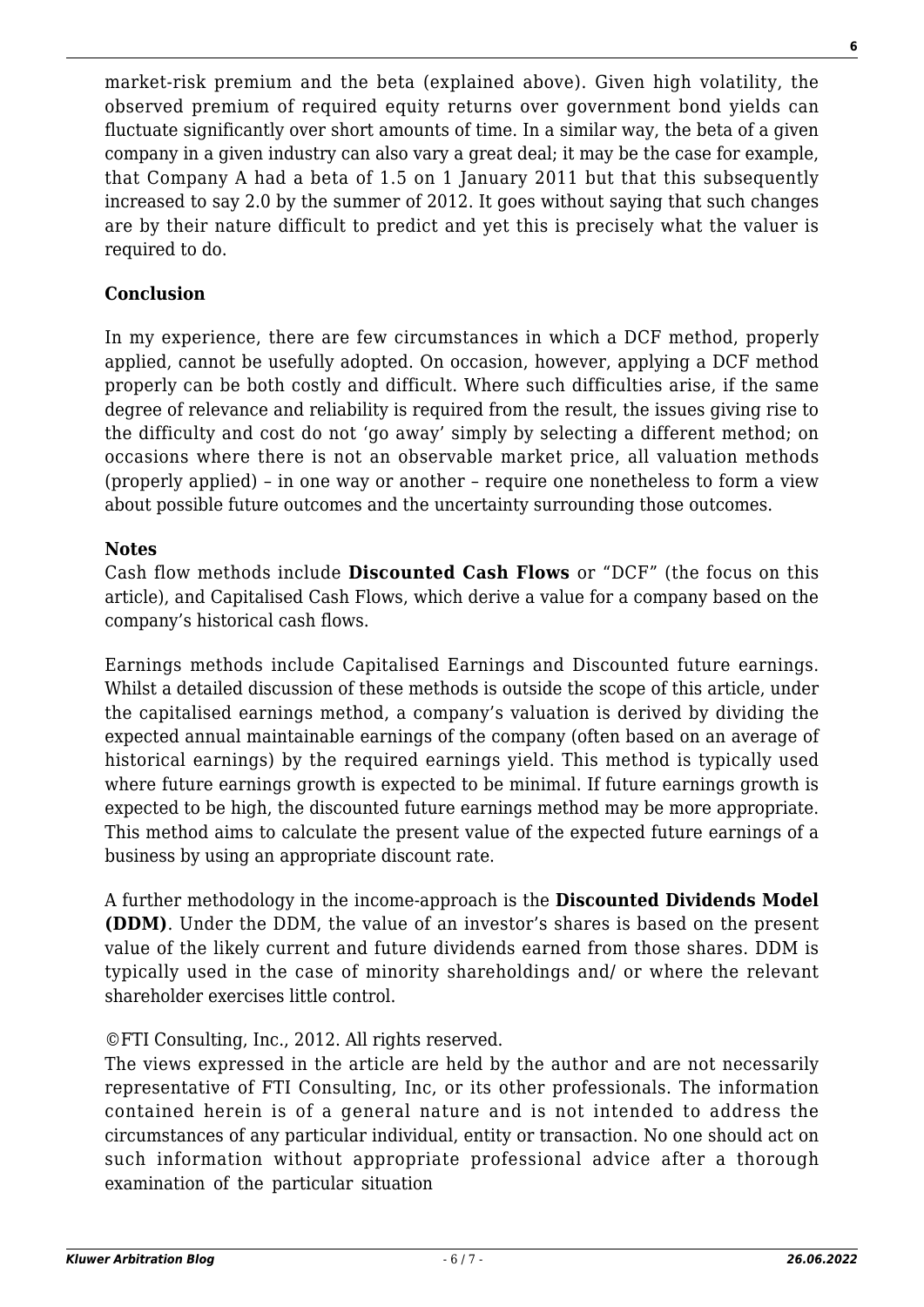market-risk premium and the beta (explained above). Given high volatility, the observed premium of required equity returns over government bond yields can fluctuate significantly over short amounts of time. In a similar way, the beta of a given company in a given industry can also vary a great deal; it may be the case for example, that Company A had a beta of 1.5 on 1 January 2011 but that this subsequently increased to say 2.0 by the summer of 2012. It goes without saying that such changes are by their nature difficult to predict and yet this is precisely what the valuer is required to do.

**Conclusion**

In my experience, there are few circumstances in which a DCF method, properly applied, cannot be usefully adopted. On occasion, however, applying a DCF method properly can be both costly and difficult. Where such difficulties arise, if the same degree of relevance and reliability is required from the result, the issues giving rise to the difficulty and cost do not 'go away' simply by selecting a different method; on occasions where there is not an observable market price, all valuation methods (properly applied) – in one way or another – require one nonetheless to form a view about possible future outcomes and the uncertainty surrounding those outcomes.

**Notes**

Cash flow methods include **Discounted Cash Flows** or "DCF" (the focus on this article), and Capitalised Cash Flows, which derive a value for a company based on the company's historical cash flows.

Earnings methods include Capitalised Earnings and Discounted future earnings. Whilst a detailed discussion of these methods is outside the scope of this article, under the capitalised earnings method, a company's valuation is derived by dividing the expected annual maintainable earnings of the company (often based on an average of historical earnings) by the required earnings yield. This method is typically used where future earnings growth is expected to be minimal. If future earnings growth is expected to be high, the discounted future earnings method may be more appropriate. This method aims to calculate the present value of the expected future earnings of a business by using an appropriate discount rate.

A further methodology in the income-approach is the **Discounted Dividends Model (DDM)**. Under the DDM, the value of an investor's shares is based on the present value of the likely current and future dividends earned from those shares. DDM is typically used in the case of minority shareholdings and/ or where the relevant shareholder exercises little control.

©FTI Consulting, Inc., 2012. All rights reserved.

The views expressed in the article are held by the author and are not necessarily representative of FTI Consulting, Inc, or its other professionals. The information contained herein is of a general nature and is not intended to address the circumstances of any particular individual, entity or transaction. No one should act on such information without appropriate professional advice after a thorough examination of the particular situation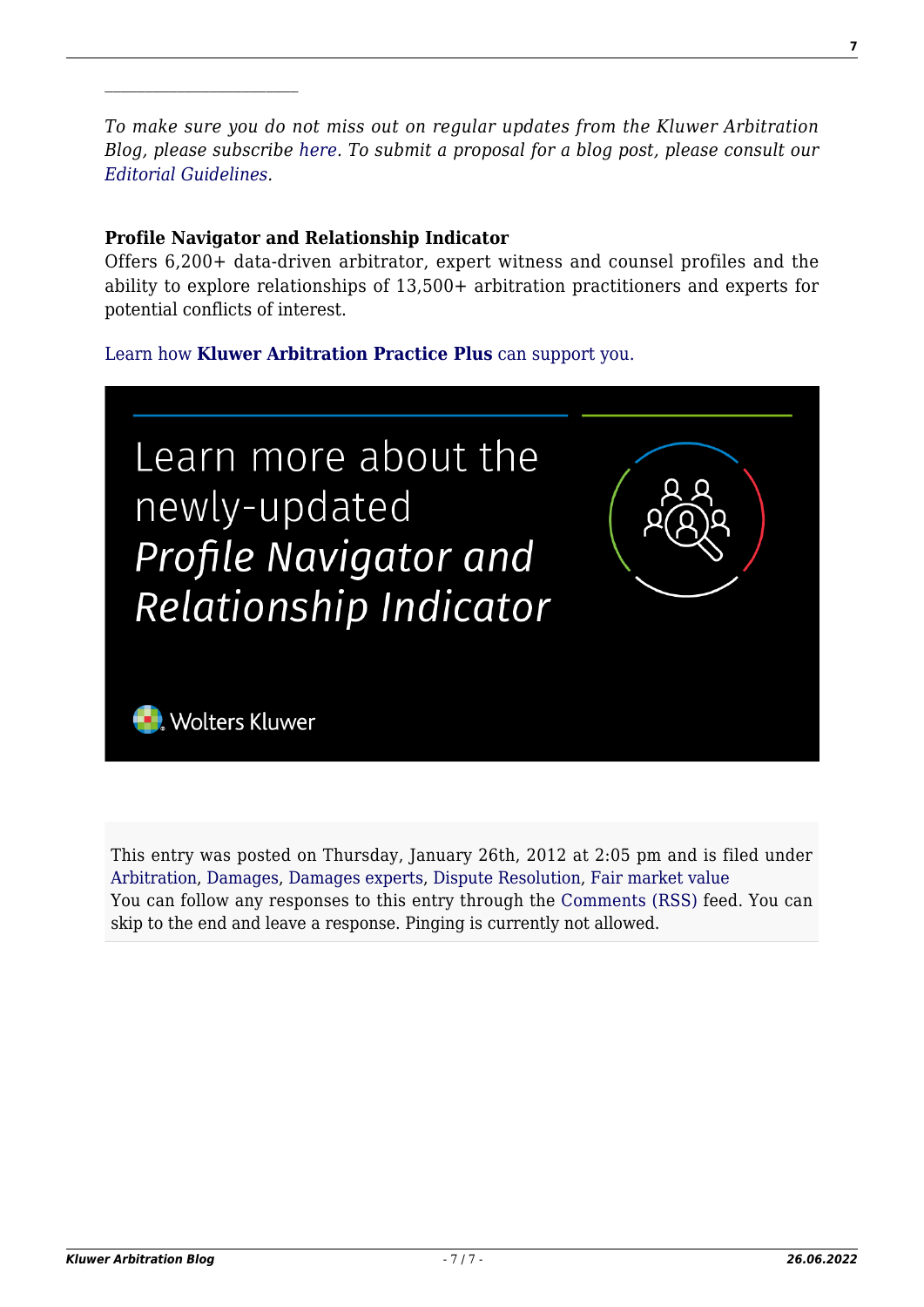---

*To make sure you do not miss out on regular updates from the Kluwer Arbitration Blog, please subscribe here. To submit a proposal for a blog post, please consult our Editorial Guidelines.*

**Profile Navigator and Relationship Indicator**
Offers 6,200+ data-driven arbitrator, expert witness and counsel profiles and the ability to explore relationships of 13,500+ arbitration practitioners and experts for potential conflicts of interest.

Learn how **Kluwer Arbitration Practice Plus** can support you.

This entry was posted on Thursday, January 26th, 2012 at 2:05 pm and is filed under Arbitration, Damages, Damages experts, Dispute Resolution, Fair market value
You can follow any responses to this entry through the Comments (RSS) feed. You can skip to the end and leave a response. Pinging is currently not allowed.